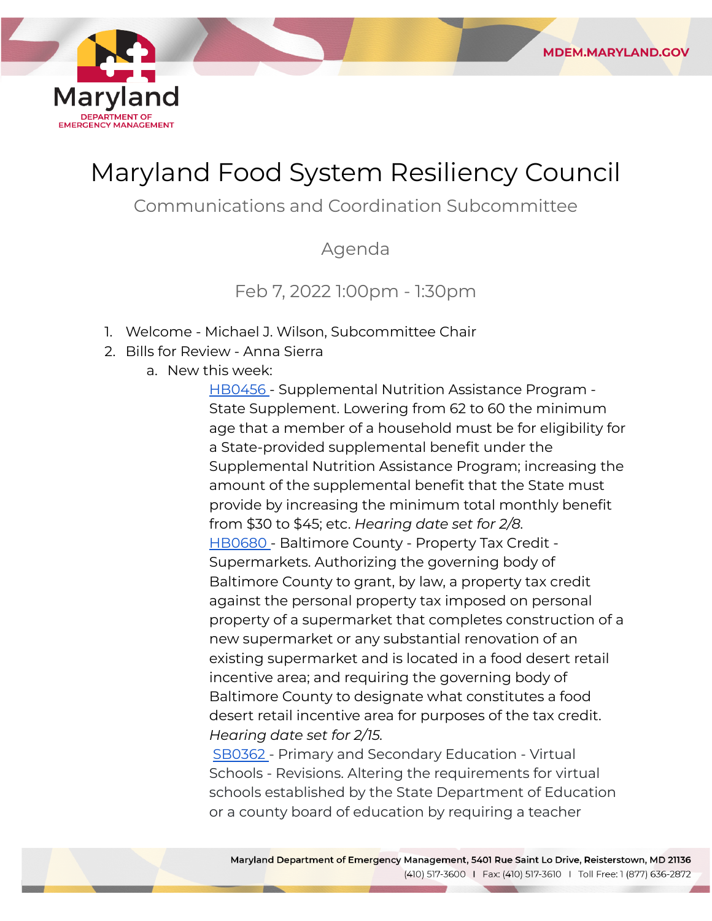# Maryland Food System Resiliency Council

## Communications and Coordination Subcommittee

### Agenda

### Feb 7, 2022 1:00pm - 1:30pm

1. Welcome - Michael J. Wilson, Subcommittee Chair
2. Bills for Review - Anna Sierra
   a. New this week:

      HB0456 - Supplemental Nutrition Assistance Program - State Supplement. Lowering from 62 to 60 the minimum age that a member of a household must be for eligibility for a State-provided supplemental benefit under the Supplemental Nutrition Assistance Program; increasing the amount of the supplemental benefit that the State must provide by increasing the minimum total monthly benefit from $30 to $45; etc. *Hearing date set for 2/8.*

      HB0680 - Baltimore County - Property Tax Credit - Supermarkets. Authorizing the governing body of Baltimore County to grant, by law, a property tax credit against the personal property tax imposed on personal property of a supermarket that completes construction of a new supermarket or any substantial renovation of an existing supermarket and is located in a food desert retail incentive area; and requiring the governing body of Baltimore County to designate what constitutes a food desert retail incentive area for purposes of the tax credit. *Hearing date set for 2/15.*

      SB0362 - Primary and Secondary Education - Virtual Schools - Revisions. Altering the requirements for virtual schools established by the State Department of Education or a county board of education by requiring a teacher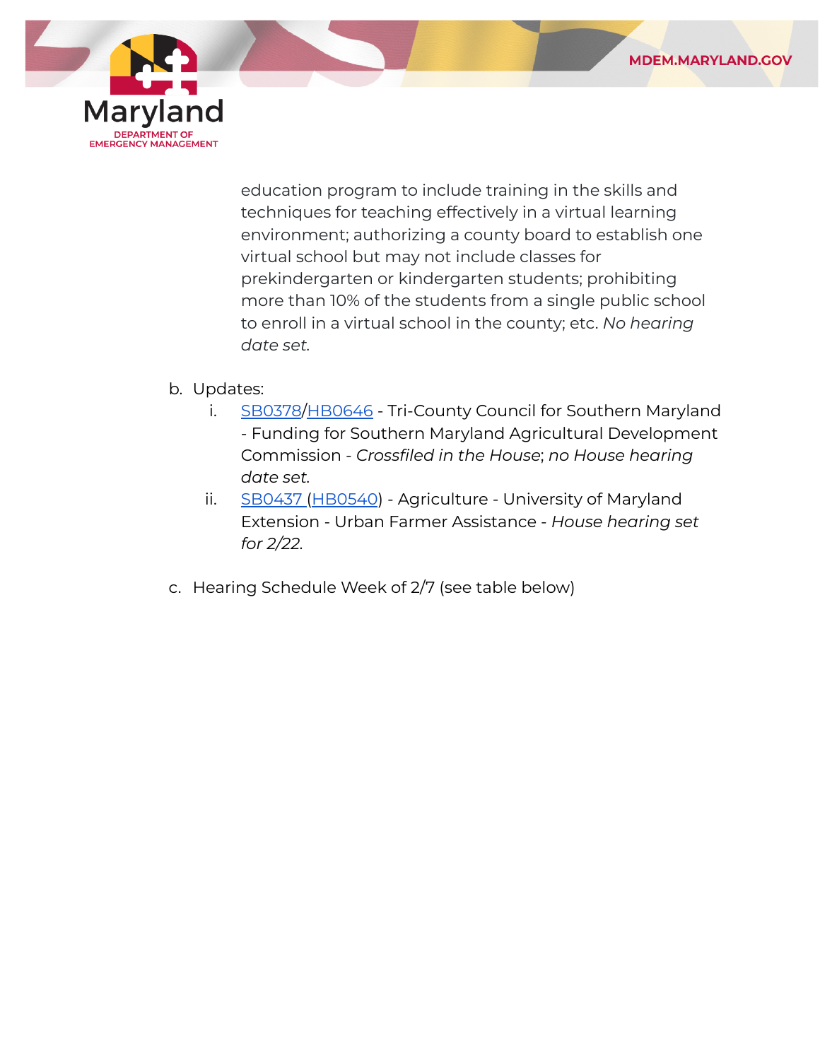education program to include training in the skills and techniques for teaching effectively in a virtual learning environment; authorizing a county board to establish one virtual school but may not include classes for prekindergarten or kindergarten students; prohibiting more than 10% of the students from a single public school to enroll in a virtual school in the county; etc. *No hearing date set.*

b. Updates:
   i. SB0378/HB0646 - Tri-County Council for Southern Maryland - Funding for Southern Maryland Agricultural Development Commission - *Crossfiled in the House*; *no House hearing date set.*
   ii. SB0437 (HB0540) - Agriculture - University of Maryland Extension - Urban Farmer Assistance - *House hearing set for 2/22.*

c. Hearing Schedule Week of 2/7 (see table below)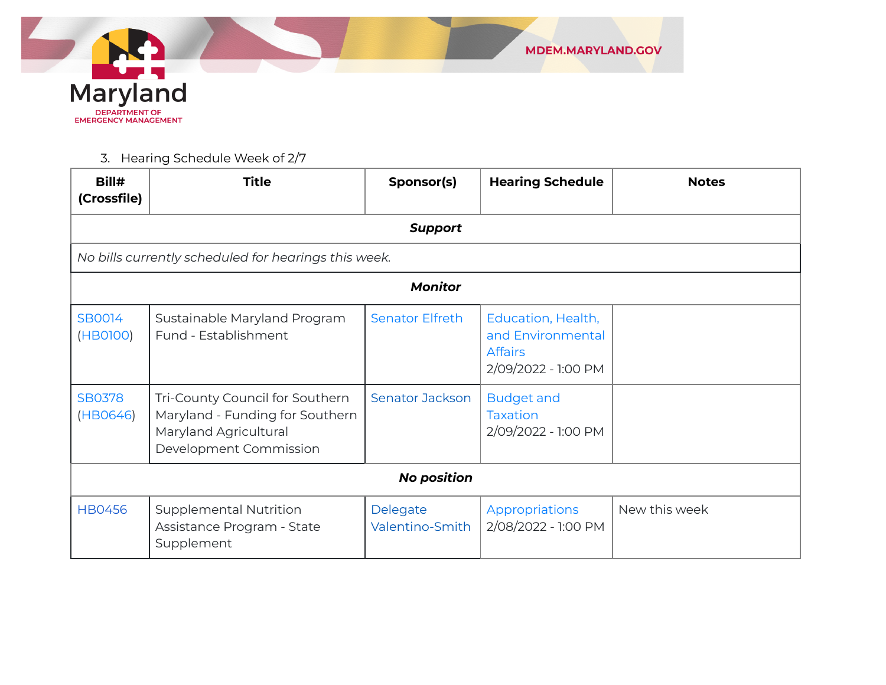3. Hearing Schedule Week of 2/7

| Bill# (Crossfile) | Title | Sponsor(s) | Hearing Schedule | Notes |
|---|---|---|---|---|
| ***Support*** | | | | |
| *No bills currently scheduled for hearings this week.* | | | | |
| ***Monitor*** | | | | |
| SB0014 (HB0100) | Sustainable Maryland Program Fund - Establishment | Senator Elfreth | Education, Health, and Environmental Affairs 2/09/2022 - 1:00 PM | |
| SB0378 (HB0646) | Tri-County Council for Southern Maryland - Funding for Southern Maryland Agricultural Development Commission | Senator Jackson | Budget and Taxation 2/09/2022 - 1:00 PM | |
| ***No position*** | | | | |
| HB0456 | Supplemental Nutrition Assistance Program - State Supplement | Delegate Valentino-Smith | Appropriations 2/08/2022 - 1:00 PM | New this week |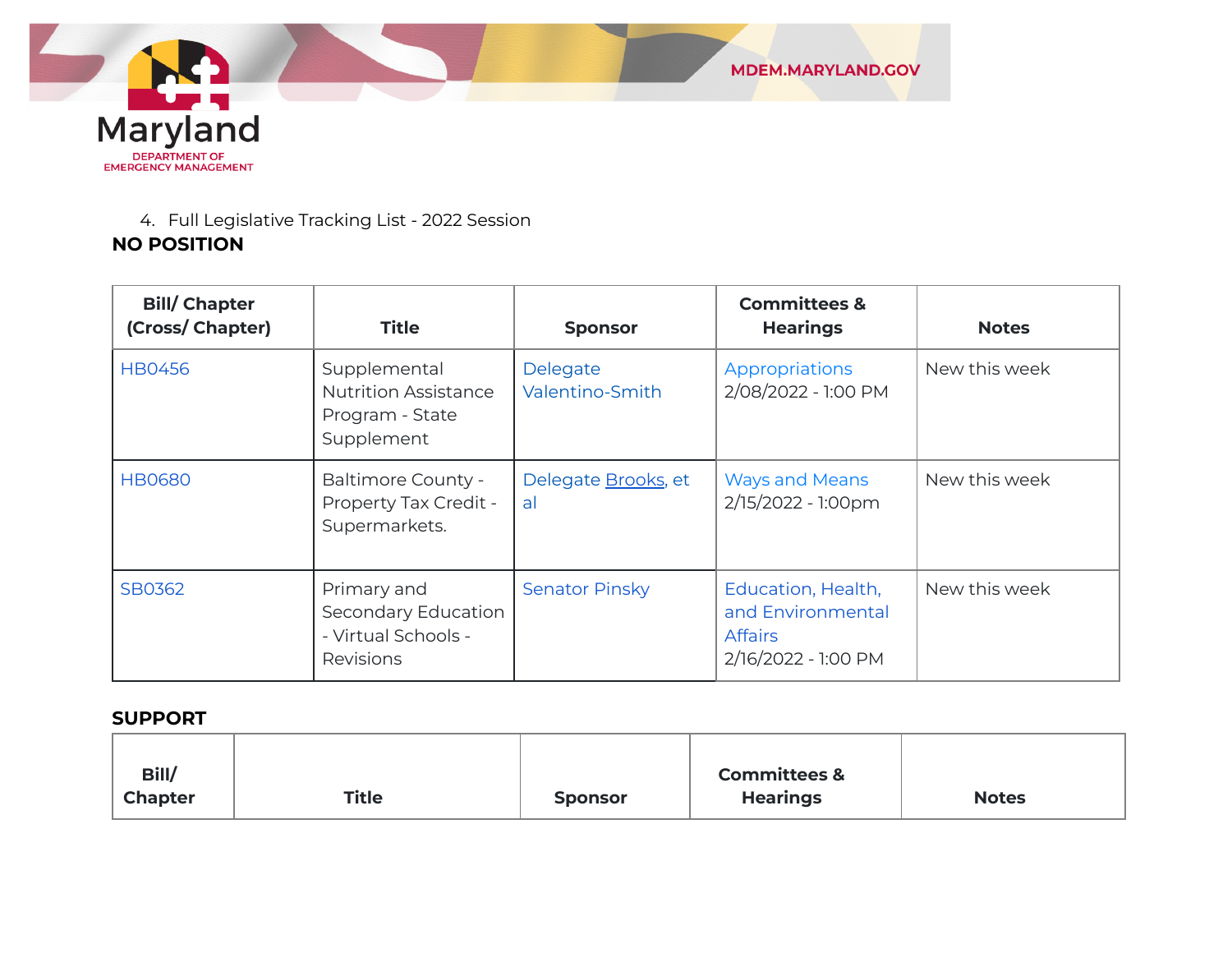4. Full Legislative Tracking List - 2022 Session

**NO POSITION**

| Bill/ Chapter (Cross/ Chapter) | Title | Sponsor | Committees & Hearings | Notes |
|---|---|---|---|---|
| HB0456 | Supplemental Nutrition Assistance Program - State Supplement | Delegate Valentino-Smith | Appropriations 2/08/2022 - 1:00 PM | New this week |
| HB0680 | Baltimore County - Property Tax Credit - Supermarkets. | Delegate Brooks, et al | Ways and Means 2/15/2022 - 1:00pm | New this week |
| SB0362 | Primary and Secondary Education - Virtual Schools - Revisions | Senator Pinsky | Education, Health, and Environmental Affairs 2/16/2022 - 1:00 PM | New this week |

**SUPPORT**

| Bill/ Chapter | Title | Sponsor | Committees & Hearings | Notes |
|---|---|---|---|---|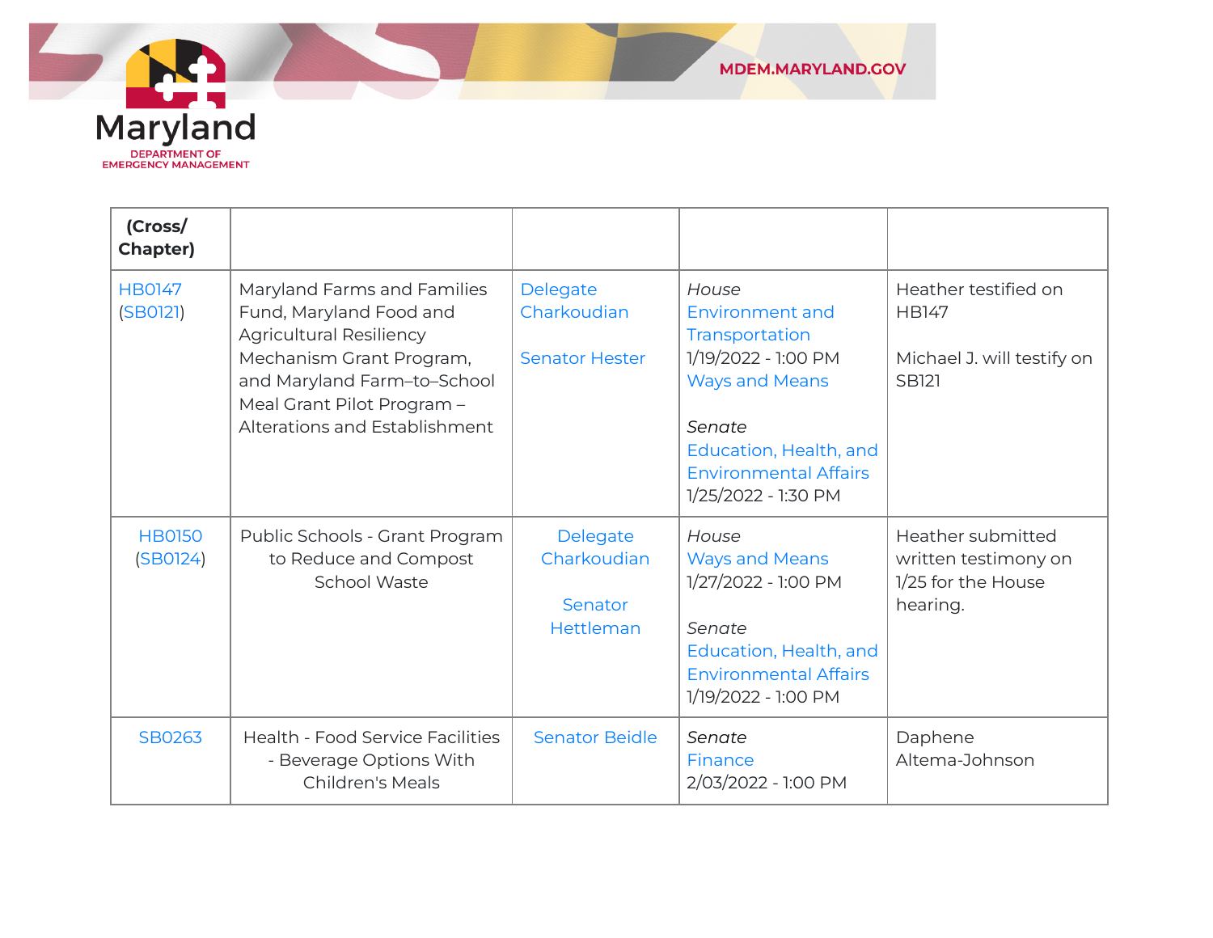| (Cross/ Chapter) | | | | |
|---|---|---|---|---|
| HB0147 (SB0121) | Maryland Farms and Families Fund, Maryland Food and Agricultural Resiliency Mechanism Grant Program, and Maryland Farm–to–School Meal Grant Pilot Program – Alterations and Establishment | Delegate Charkoudian<br><br>Senator Hester | *House*<br>Environment and Transportation<br>1/19/2022 - 1:00 PM<br>Ways and Means<br><br>*Senate*<br>Education, Health, and Environmental Affairs<br>1/25/2022 - 1:30 PM | Heather testified on HB147<br><br>Michael J. will testify on SB121 |
| HB0150 (SB0124) | Public Schools - Grant Program to Reduce and Compost School Waste | Delegate Charkoudian<br><br>Senator Hettleman | *House*<br>Ways and Means<br>1/27/2022 - 1:00 PM<br><br>*Senate*<br>Education, Health, and Environmental Affairs<br>1/19/2022 - 1:00 PM | Heather submitted written testimony on 1/25 for the House hearing. |
| SB0263 | Health - Food Service Facilities - Beverage Options With Children's Meals | Senator Beidle | *Senate*<br>Finance<br>2/03/2022 - 1:00 PM | Daphene Altema-Johnson |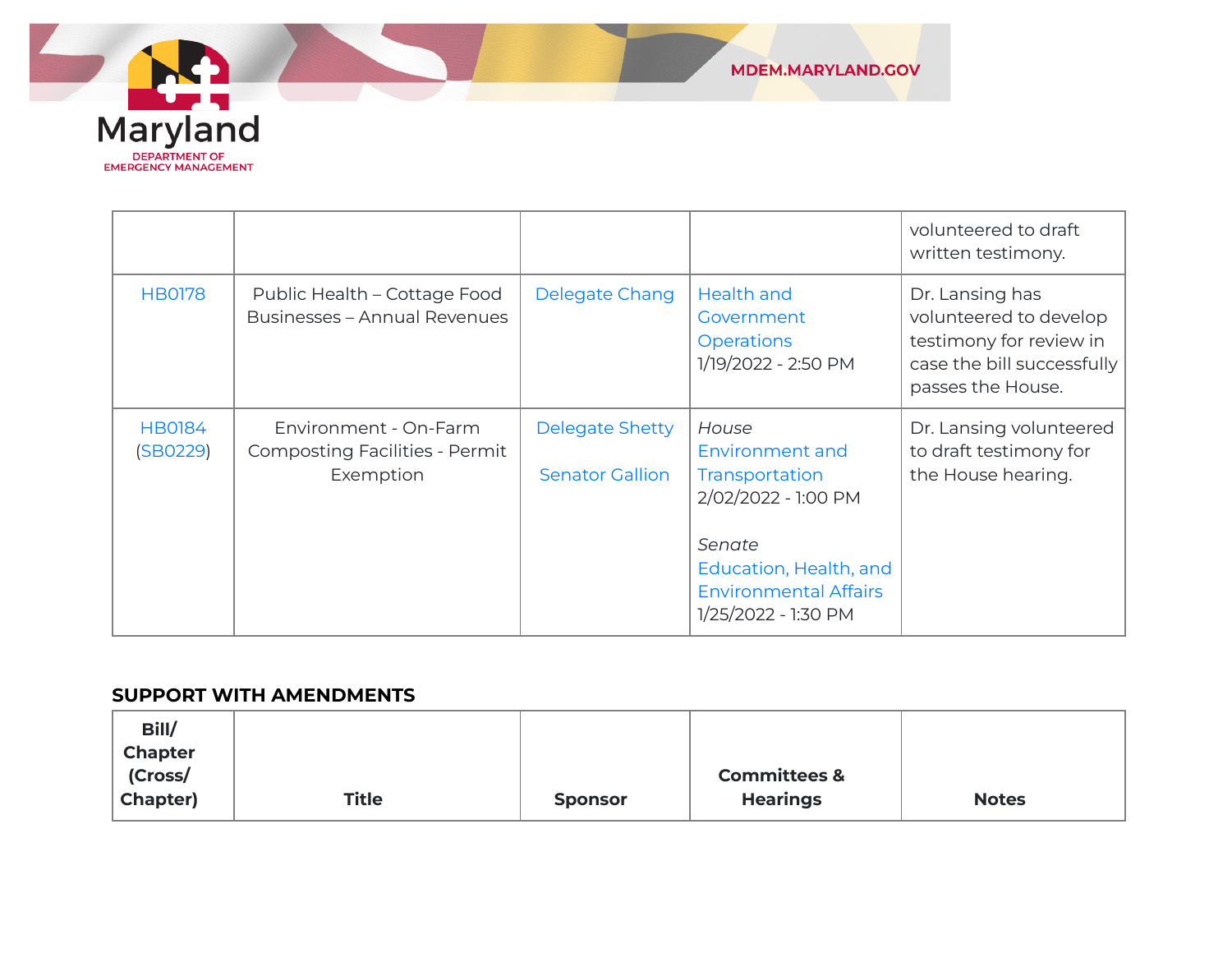| | | | | |
|---|---|---|---|---|
| | | | | volunteered to draft written testimony. |
| HB0178 | Public Health – Cottage Food Businesses – Annual Revenues | Delegate Chang | Health and Government Operations<br>1/19/2022 - 2:50 PM | Dr. Lansing has volunteered to develop testimony for review in case the bill successfully passes the House. |
| HB0184 (SB0229) | Environment - On-Farm Composting Facilities - Permit Exemption | Delegate Shetty<br><br>Senator Gallion | *House*<br>Environment and Transportation<br>2/02/2022 - 1:00 PM<br><br>*Senate*<br>Education, Health, and Environmental Affairs<br>1/25/2022 - 1:30 PM | Dr. Lansing volunteered to draft testimony for the House hearing. |

## SUPPORT WITH AMENDMENTS

| Bill/ Chapter (Cross/ Chapter) | Title | Sponsor | Committees & Hearings | Notes |
|---|---|---|---|---|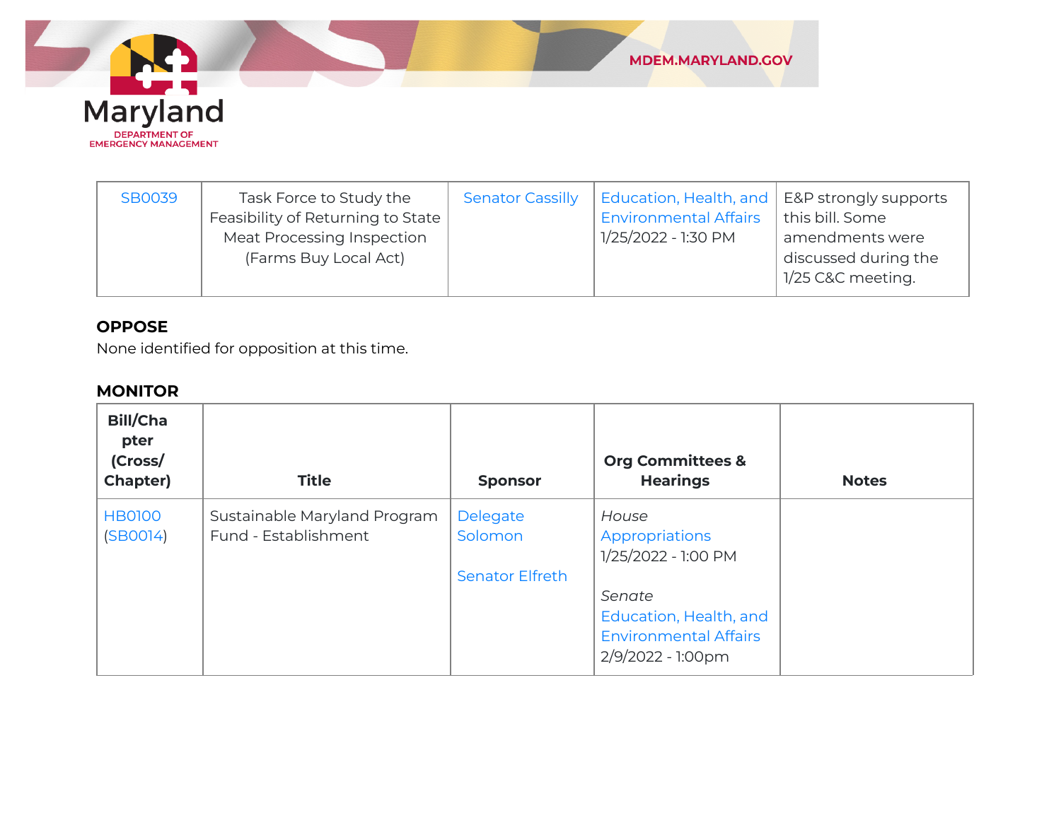| SB0039 | Task Force to Study the Feasibility of Returning to State Meat Processing Inspection (Farms Buy Local Act) | Senator Cassilly | Education, Health, and Environmental Affairs 1/25/2022 - 1:30 PM | E&P strongly supports this bill. Some amendments were discussed during the 1/25 C&C meeting. |
|---|---|---|---|---|

**OPPOSE**

None identified for opposition at this time.

**MONITOR**

| Bill/Chapter (Cross/ Chapter) | Title | Sponsor | Org Committees & Hearings | Notes |
|---|---|---|---|---|
| HB0100 (SB0014) | Sustainable Maryland Program Fund - Establishment | Delegate Solomon<br><br>Senator Elfreth | *House* Appropriations 1/25/2022 - 1:00 PM<br><br>*Senate* Education, Health, and Environmental Affairs 2/9/2022 - 1:00pm | |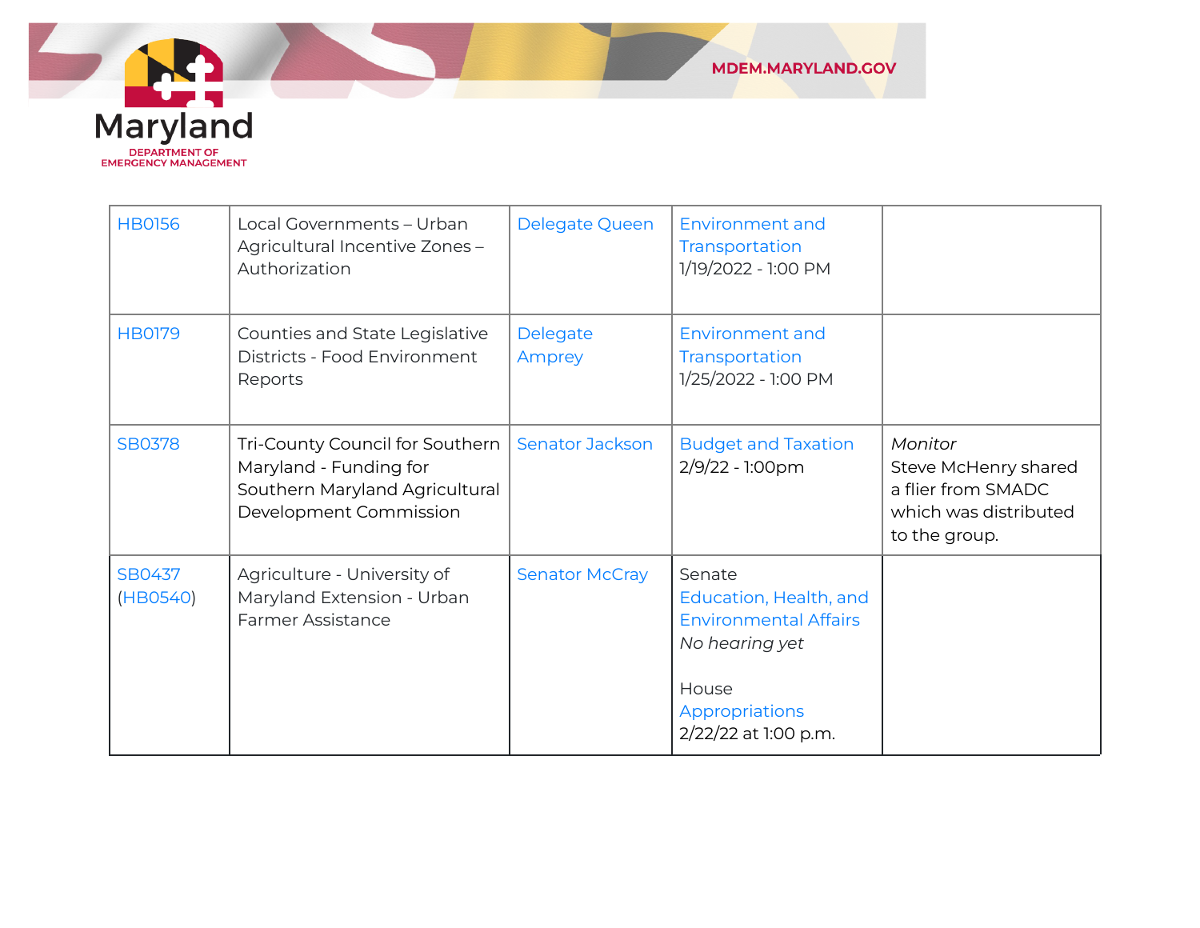| | | | | |
|---|---|---|---|---|
| HB0156 | Local Governments – Urban Agricultural Incentive Zones – Authorization | Delegate Queen | Environment and Transportation<br>1/19/2022 - 1:00 PM | |
| HB0179 | Counties and State Legislative Districts - Food Environment Reports | Delegate Amprey | Environment and Transportation<br>1/25/2022 - 1:00 PM | |
| SB0378 | Tri-County Council for Southern Maryland - Funding for Southern Maryland Agricultural Development Commission | Senator Jackson | Budget and Taxation<br>2/9/22 - 1:00pm | *Monitor*<br>Steve McHenry shared a flier from SMADC which was distributed to the group. |
| SB0437 (HB0540) | Agriculture - University of Maryland Extension - Urban Farmer Assistance | Senator McCray | Senate<br>Education, Health, and Environmental Affairs<br>*No hearing yet*<br><br>House<br>Appropriations<br>2/22/22 at 1:00 p.m. | |